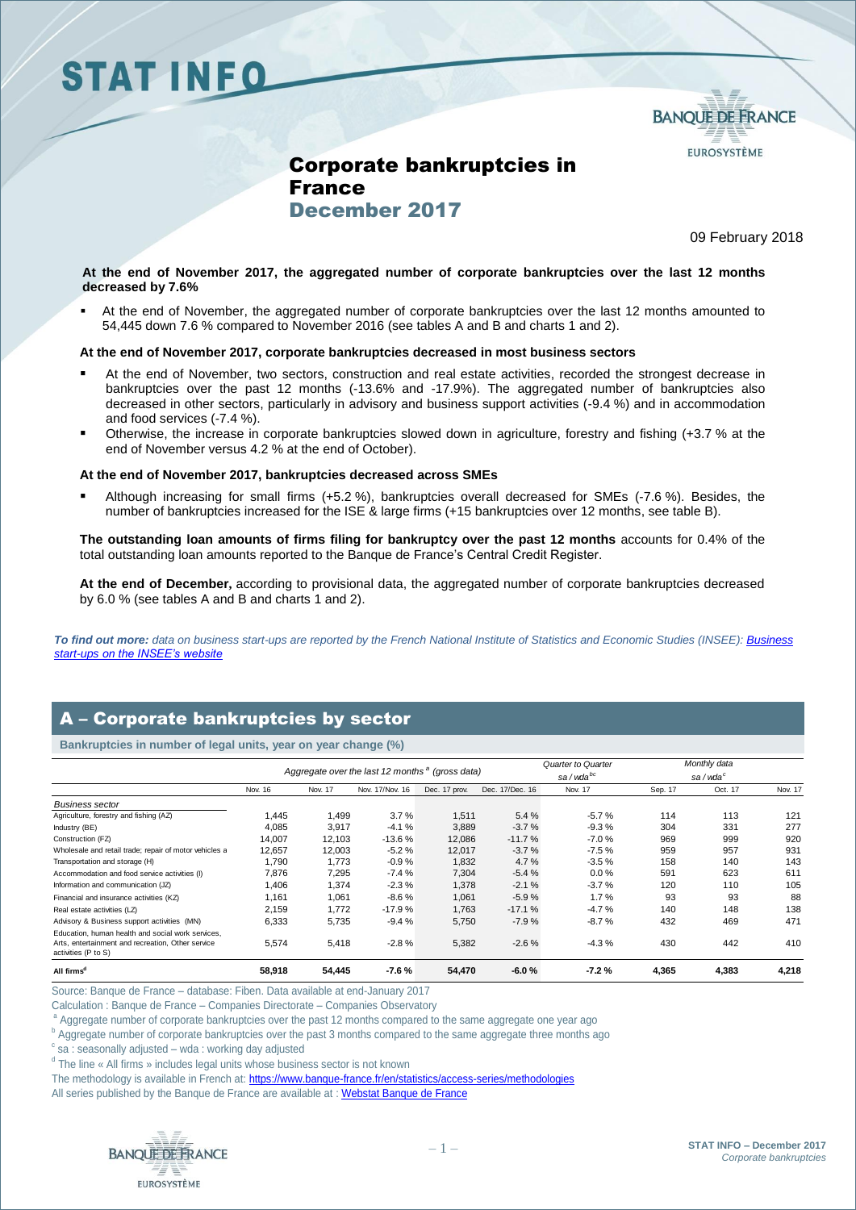# STAT INFO

## Corporate bankruptcies in France
## December 2017

09 February 2018

**At the end of November 2017, the aggregated number of corporate bankruptcies over the last 12 months decreased by 7.6%**

- At the end of November, the aggregated number of corporate bankruptcies over the last 12 months amounted to 54,445 down 7.6 % compared to November 2016 (see tables A and B and charts 1 and 2).

**At the end of November 2017, corporate bankruptcies decreased in most business sectors**

- At the end of November, two sectors, construction and real estate activities, recorded the strongest decrease in bankruptcies over the past 12 months (-13.6% and -17.9%). The aggregated number of bankruptcies also decreased in other sectors, particularly in advisory and business support activities (-9.4 %) and in accommodation and food services (-7.4 %).
- Otherwise, the increase in corporate bankruptcies slowed down in agriculture, forestry and fishing (+3.7 % at the end of November versus 4.2 % at the end of October).

**At the end of November 2017, bankruptcies decreased across SMEs**

- Although increasing for small firms (+5.2 %), bankruptcies overall decreased for SMEs (-7.6 %). Besides, the number of bankruptcies increased for the ISE & large firms (+15 bankruptcies over 12 months, see table B).

**The outstanding loan amounts of firms filing for bankruptcy over the past 12 months** accounts for 0.4% of the total outstanding loan amounts reported to the Banque de France's Central Credit Register.

**At the end of December,** according to provisional data, the aggregated number of corporate bankruptcies decreased by 6.0 % (see tables A and B and charts 1 and 2).

***To find out more:*** *data on business start-ups are reported by the French National Institute of Statistics and Economic Studies (INSEE): Business start-ups on the INSEE's website*

## A – Corporate bankruptcies by sector

**Bankruptcies in number of legal units, year on year change (%)**

| | Aggregate over the last 12 months [a] (gross data) | | | | | Quarter to Quarter sa / wda [bc] | Monthly data sa / wda [c] | | |
|---|---|---|---|---|---|---|---|---|---|
| | Nov. 16 | Nov. 17 | Nov. 17/Nov. 16 | Dec. 17 prov. | Dec. 17/Dec. 16 | Nov. 17 | Sep. 17 | Oct. 17 | Nov. 17 |
| *Business sector* | | | | | | | | | |
| Agriculture, forestry and fishing (AZ) | 1,445 | 1,499 | 3.7 % | 1,511 | 5.4 % | -5.7 % | 114 | 113 | 121 |
| Industry (BE) | 4,085 | 3,917 | -4.1 % | 3,889 | -3.7 % | -9.3 % | 304 | 331 | 277 |
| Construction (FZ) | 14,007 | 12,103 | -13.6 % | 12,086 | -11.7 % | -7.0 % | 969 | 999 | 920 |
| Wholesale and retail trade; repair of motor vehicles a | 12,657 | 12,003 | -5.2 % | 12,017 | -3.7 % | -7.5 % | 959 | 957 | 931 |
| Transportation and storage (H) | 1,790 | 1,773 | -0.9 % | 1,832 | 4.7 % | -3.5 % | 158 | 140 | 143 |
| Accommodation and food service activities (I) | 7,876 | 7,295 | -7.4 % | 7,304 | -5.4 % | 0.0 % | 591 | 623 | 611 |
| Information and communication (JZ) | 1,406 | 1,374 | -2.3 % | 1,378 | -2.1 % | -3.7 % | 120 | 110 | 105 |
| Financial and insurance activities (KZ) | 1,161 | 1,061 | -8.6 % | 1,061 | -5.9 % | 1.7 % | 93 | 93 | 88 |
| Real estate activities (LZ) | 2,159 | 1,772 | -17.9 % | 1,763 | -17.1 % | -4.7 % | 140 | 148 | 138 |
| Advisory & Business support activities (MN) | 6,333 | 5,735 | -9.4 % | 5,750 | -7.9 % | -8.7 % | 432 | 469 | 471 |
| Education, human health and social work services, Arts, entertainment and recreation, Other service activities (P to S) | 5,574 | 5,418 | -2.8 % | 5,382 | -2.6 % | -4.3 % | 430 | 442 | 410 |
| **All firms[d]** | **58,918** | **54,445** | **-7.6 %** | **54,470** | **-6.0 %** | **-7.2 %** | **4,365** | **4,383** | **4,218** |

Source: Banque de France – database: Fiben. Data available at end-January 2017

Calculation : Banque de France – Companies Directorate – Companies Observatory

[a] Aggregate number of corporate bankruptcies over the past 12 months compared to the same aggregate one year ago

[b] Aggregate number of corporate bankruptcies over the past 3 months compared to the same aggregate three months ago

[c] sa : seasonally adjusted – wda : working day adjusted

[d] The line « All firms » includes legal units whose business sector is not known

The methodology is available in French at: https://www.banque-france.fr/en/statistics/access-series/methodologies

All series published by the Banque de France are available at : Webstat Banque de France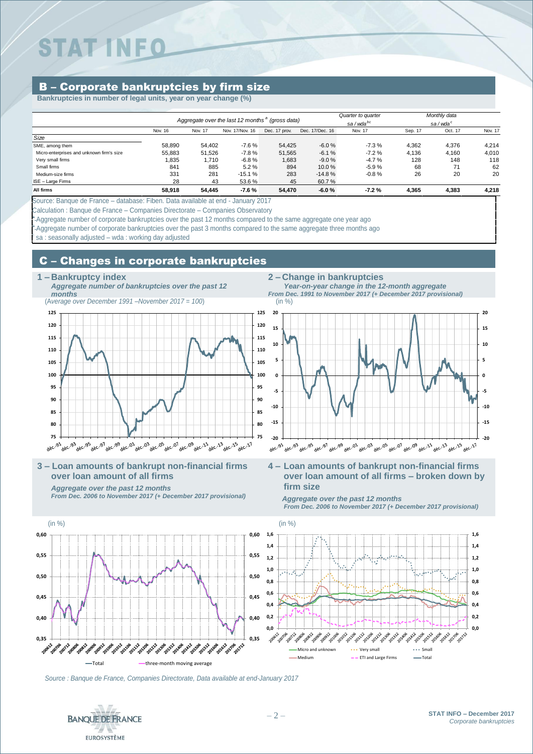# STAT INFO

## B – Corporate bankruptcies by firm size

**Bankruptcies in number of legal units, year on year change (%)**

| | Aggregate over the last 12 months [a] (gross data) | | | | | Quarter to quarter sa / wda [bc] | Monthly data sa / wda [c] | | |
|---|---|---|---|---|---|---|---|---|---|
| | Nov. 16 | Nov. 17 | Nov. 17/Nov. 16 | Dec. 17 prov. | Dec. 17/Dec. 16 | Nov. 17 | Sep. 17 | Oct. 17 | Nov. 17 |
| *Size* | | | | | | | | | |
| SME, among them | 58,890 | 54,402 | -7.6 % | 54,425 | -6.0 % | -7.3 % | 4,362 | 4,376 | 4,214 |
| Micro-enterprises and unknown firm's size | 55,883 | 51,526 | -7.8 % | 51,565 | -6.1 % | -7.2 % | 4,136 | 4,160 | 4,010 |
| Very small firms | 1,835 | 1,710 | -6.8 % | 1,683 | -9.0 % | -4.7 % | 128 | 148 | 118 |
| Small firms | 841 | 885 | 5.2 % | 894 | 10.0 % | -5.9 % | 68 | 71 | 62 |
| Medium-size firms | 331 | 281 | -15.1 % | 283 | -14.8 % | -0.8 % | 26 | 20 | 20 |
| ISE – Large Firms | 28 | 43 | 53.6 % | 45 | 60.7 % | | | | |
| **All firms** | **58,918** | **54,445** | **-7.6 %** | **54,470** | **-6.0 %** | **-7.2 %** | **4,365** | **4,383** | **4,218** |

Source: Banque de France – database: Fiben. Data available at end - January 2017

Calculation : Banque de France – Companies Directorate – Companies Observatory

[a] Aggregate number of corporate bankruptcies over the past 12 months compared to the same aggregate one year ago

[b] Aggregate number of corporate bankruptcies over the past 3 months compared to the same aggregate three months ago

[c] sa : seasonally adjusted – wda : working day adjusted

## C – Changes in corporate bankruptcies

### 1 – Bankruptcy index

*Aggregate number of bankruptcies over the past 12 months*

(*Average over December 1991 –November 2017 = 100*)

125
120
115
110
105
100
95
90
85
80
75

déc.-91 déc.-93 déc.-95 déc.-97 déc.-99 déc.-01 déc.-03 déc.-05 déc.-07 déc.-09 déc.-11 déc.-13 déc.-15 déc.-17

### 2 – Change in bankruptcies

*Year-on-year change in the 12-month aggregate*

*From Dec. 1991 to November 2017 (+ December 2017 provisional)*

(in %)

20
15
10
5
0
-5
-10
-15
-20

déc.-91 déc.-93 déc.-95 déc.-97 déc.-99 déc.-01 déc.-03 déc.-05 déc.-07 déc.-09 déc.-11 déc.-13 déc.-15 déc.-17

### 3 – Loan amounts of bankrupt non-financial firms over loan amount of all firms

*Aggregate over the past 12 months*

*From Dec. 2006 to November 2017 (+ December 2017 provisional)*

(in %)

0,60
0,55
0,50
0,45
0,40
0,35

200612 200706 200712 200806 200812 200906 200912 201006 201012 201106 201112 201206 201212 201306 201312 201406 201412 201506 201512 201606 201612 201706 201712

Total
three-month moving average

### 4 – Loan amounts of bankrupt non-financial firms over loan amount of all firms – broken down by firm size

*Aggregate over the past 12 months*

*From Dec. 2006 to November 2017 (+ December 2017 provisional)*

(in %)

1,6
1,4
1,2
1,0
0,8
0,6
0,4
0,2
0,0

200612 200706 200712 200806 200812 200906 200912 201006 201012 201106 201112 201206 201212 201306 201312 201406 201412 201506 201512 201606 201612 201706 201712

Micro and unknown
Very small
Small
Medium
ETI and Large Firms
Total

*Source : Banque de France, Companies Directorate, Data available at end-January 2017*